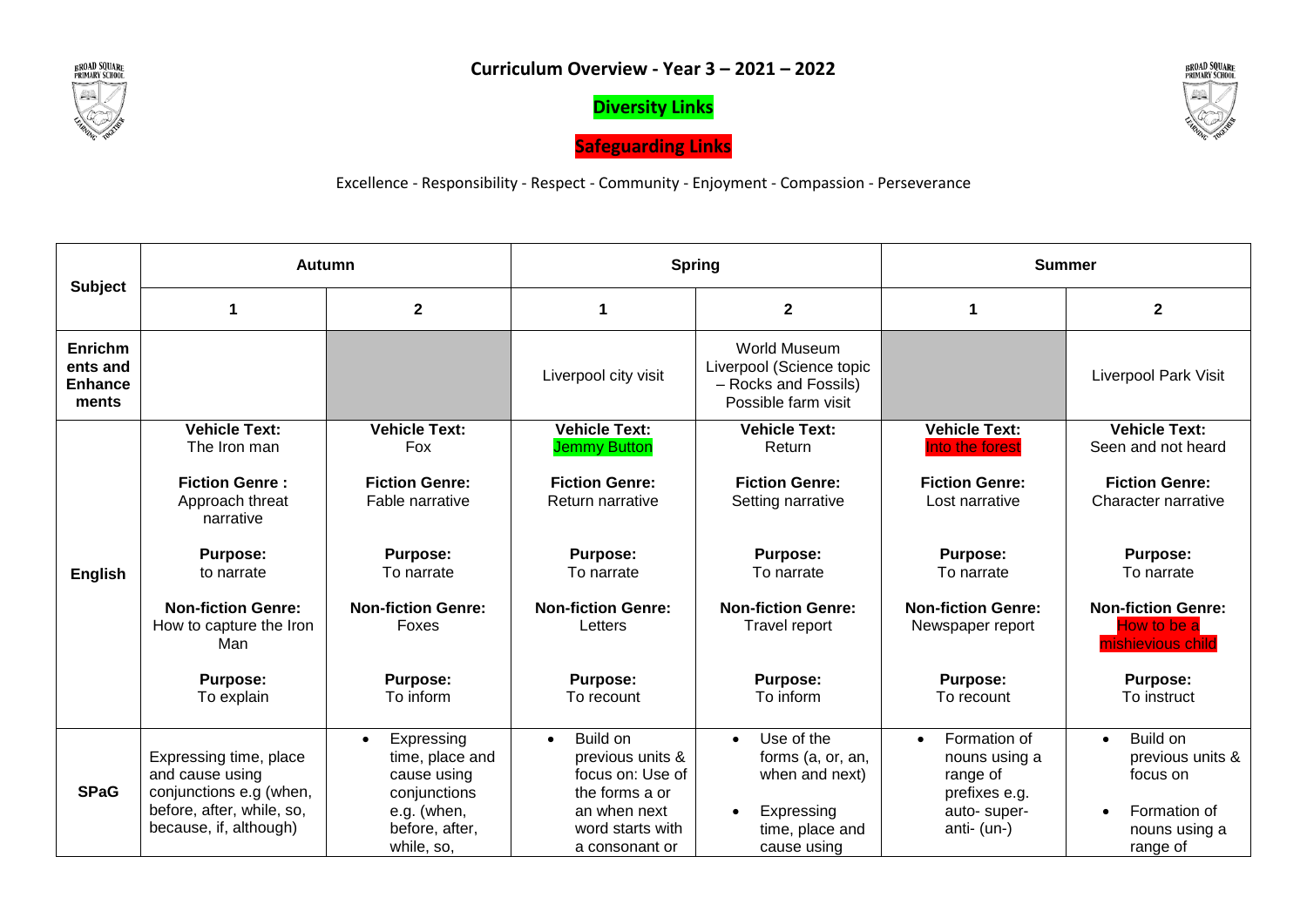# Curriculum Overview - Year 3 – 2021 – 2022

**Diversity Links**

**Safeguarding Links**

Excellence - Responsibility - Respect - Community - Enjoyment - Compassion - Perseverance

| Subject | Autumn | | Spring | | Summer | |
|---|---|---|---|---|---|---|
| | **1** | **2** | **1** | **2** | **1** | **2** |
| **Enrichments and Enhancements** | | | Liverpool city visit | World Museum Liverpool (Science topic – Rocks and Fossils) Possible farm visit | | Liverpool Park Visit |
| **English** | **Vehicle Text:** The Iron man<br><br>**Fiction Genre :** Approach threat narrative<br><br>**Purpose:** to narrate<br><br>**Non-fiction Genre:** How to capture the Iron Man<br><br>**Purpose:** To explain | **Vehicle Text:** Fox<br><br>**Fiction Genre:** Fable narrative<br><br>**Purpose:** To narrate<br><br>**Non-fiction Genre:** Foxes<br><br>**Purpose:** To inform | **Vehicle Text:** Jemmy Button<br><br>**Fiction Genre:** Return narrative<br><br>**Purpose:** To narrate<br><br>**Non-fiction Genre:** Letters<br><br>**Purpose:** To recount | **Vehicle Text:** Return<br><br>**Fiction Genre:** Setting narrative<br><br>**Purpose:** To narrate<br><br>**Non-fiction Genre:** Travel report<br><br>**Purpose:** To inform | **Vehicle Text:** Into the forest<br><br>**Fiction Genre:** Lost narrative<br><br>**Purpose:** To narrate<br><br>**Non-fiction Genre:** Newspaper report<br><br>**Purpose:** To recount | **Vehicle Text:** Seen and not heard<br><br>**Fiction Genre:** Character narrative<br><br>**Purpose:** To narrate<br><br>**Non-fiction Genre:** How to be a mishievious child<br><br>**Purpose:** To instruct |
| **SPaG** | Expressing time, place and cause using conjunctions e.g (when, before, after, while, so, because, if, although) | • Expressing time, place and cause using conjunctions e.g. (when, before, after, while, so, | • Build on previous units & focus on: Use of the forms a or an when next word starts with a consonant or | • Use of the forms (a, or, an, when and next)<br>• Expressing time, place and cause using | • Formation of nouns using a range of prefixes e.g. auto- super- anti- (un-) | • Build on previous units & focus on<br>• Formation of nouns using a range of |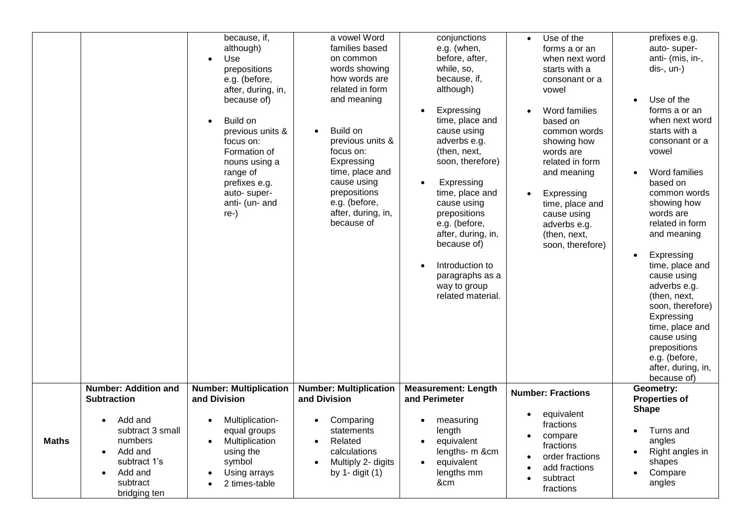| | | | | | | |
|---|---|---|---|---|---|---|
| | | because, if, although)<br>• Use prepositions e.g. (before, after, during, in, because of)<br>• Build on previous units & focus on: Formation of nouns using a range of prefixes e.g. auto- super- anti- (un- and re-) | a vowel Word families based on common words showing how words are related in form and meaning<br>• Build on previous units & focus on: Expressing time, place and cause using prepositions e.g. (before, after, during, in, because of | conjunctions e.g. (when, before, after, while, so, because, if, although)<br>• Expressing time, place and cause using adverbs e.g. (then, next, soon, therefore)<br>• Expressing time, place and cause using prepositions e.g. (before, after, during, in, because of)<br>• Introduction to paragraphs as a way to group related material. | • Use of the forms a or an when next word starts with a consonant or a vowel<br>• Word families based on common words showing how words are related in form and meaning<br>• Expressing time, place and cause using adverbs e.g. (then, next, soon, therefore) | prefixes e.g. auto- super- anti- (mis, in-, dis-, un-)<br>• Use of the forms a or an when next word starts with a consonant or a vowel<br>• Word families based on common words showing how words are related in form and meaning<br>• Expressing time, place and cause using adverbs e.g. (then, next, soon, therefore) Expressing time, place and cause using prepositions e.g. (before, after, during, in, because of) |
| **Maths** | **Number: Addition and Subtraction**<br>• Add and subtract 3 small numbers<br>• Add and subtract 1's<br>• Add and subtract bridging ten | **Number: Multiplication and Division**<br>• Multiplication- equal groups<br>• Multiplication using the symbol<br>• Using arrays<br>• 2 times-table | **Number: Multiplication and Division**<br>• Comparing statements<br>• Related calculations<br>• Multiply 2- digits by 1- digit (1) | **Measurement: Length and Perimeter**<br>• measuring length<br>• equivalent lengths- m &cm<br>• equivalent lengths mm &cm | **Number: Fractions**<br>• equivalent fractions<br>• compare fractions<br>• order fractions<br>• add fractions<br>• subtract fractions | **Geometry: Properties of Shape**<br>• Turns and angles<br>• Right angles in shapes<br>• Compare angles |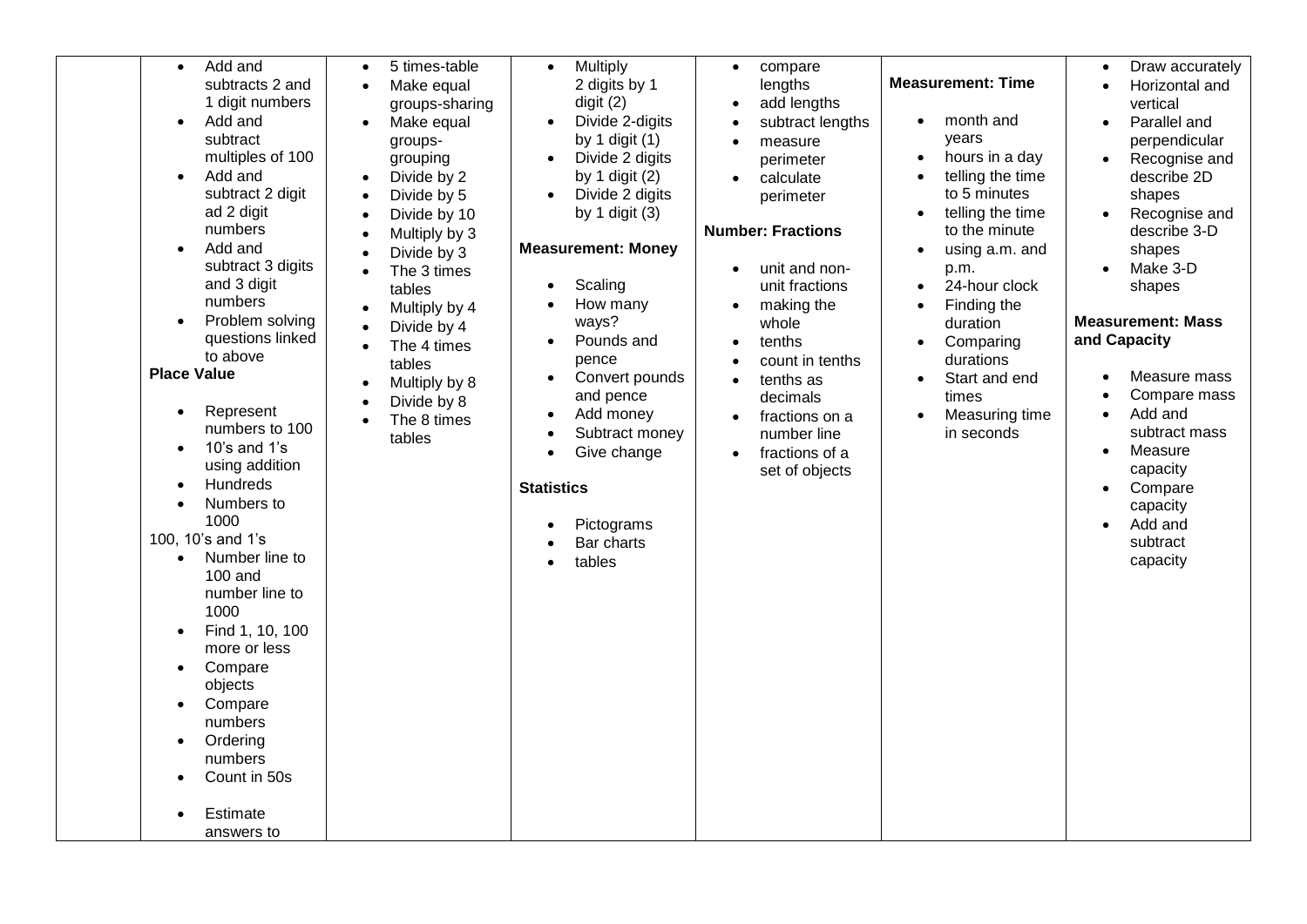|  |  |  |  |  |  |  |
|---|---|---|---|---|---|---|
|  | • Add and subtracts 2 and 1 digit numbers<br>• Add and subtract multiples of 100<br>• Add and subtract 2 digit ad 2 digit numbers<br>• Add and subtract 3 digits and 3 digit numbers<br>• Problem solving questions linked to above<br>**Place Value**<br>• Represent numbers to 100<br>• 10's and 1's using addition<br>• Hundreds<br>• Numbers to 1000<br>100, 10's and 1's<br>• Number line to 100 and number line to 1000<br>• Find 1, 10, 100 more or less<br>• Compare objects<br>• Compare numbers<br>• Ordering numbers<br>• Count in 50s<br>• Estimate answers to | • 5 times-table<br>• Make equal groups-sharing<br>• Make equal groups-grouping<br>• Divide by 2<br>• Divide by 5<br>• Divide by 10<br>• Multiply by 3<br>• Divide by 3<br>• The 3 times tables<br>• Multiply by 4<br>• Divide by 4<br>• The 4 times tables<br>• Multiply by 8<br>• Divide by 8<br>• The 8 times tables | • Multiply 2 digits by 1 digit (2)<br>• Divide 2-digits by 1 digit (1)<br>• Divide 2 digits by 1 digit (2)<br>• Divide 2 digits by 1 digit (3)<br>**Measurement: Money**<br>• Scaling<br>• How many ways?<br>• Pounds and pence<br>• Convert pounds and pence<br>• Add money<br>• Subtract money<br>• Give change<br>**Statistics**<br>• Pictograms<br>• Bar charts<br>• tables | • compare lengths<br>• add lengths<br>• subtract lengths<br>• measure perimeter<br>• calculate perimeter<br>**Number: Fractions**<br>• unit and non-unit fractions<br>• making the whole<br>• tenths<br>• count in tenths<br>• tenths as decimals<br>• fractions on a number line<br>• fractions of a set of objects | **Measurement: Time**<br>• month and years<br>• hours in a day<br>• telling the time to 5 minutes<br>• telling the time to the minute<br>• using a.m. and p.m.<br>• 24-hour clock<br>• Finding the duration<br>• Comparing durations<br>• Start and end times<br>• Measuring time in seconds | • Draw accurately<br>• Horizontal and vertical<br>• Parallel and perpendicular<br>• Recognise and describe 2D shapes<br>• Recognise and describe 3-D shapes<br>• Make 3-D shapes<br>**Measurement: Mass and Capacity**<br>• Measure mass<br>• Compare mass<br>• Add and subtract mass<br>• Measure capacity<br>• Compare capacity<br>• Add and subtract capacity |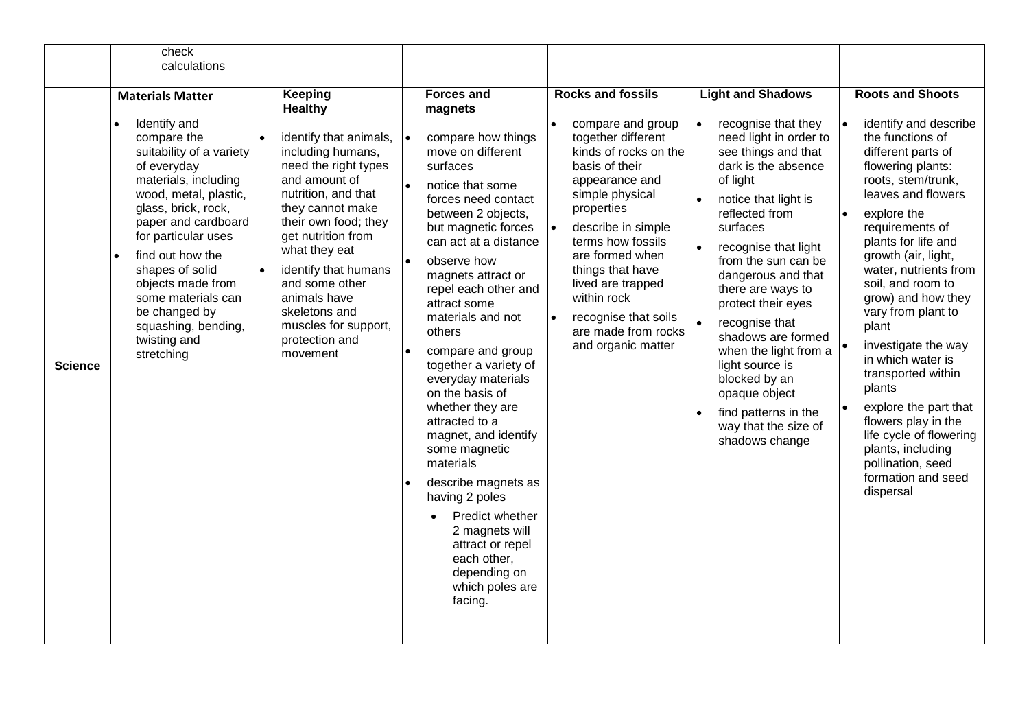| | | | | | | |
|---|---|---|---|---|---|---|
| | check calculations | | | | | |
| **Science** | **Materials Matter**<br>• Identify and compare the suitability of a variety of everyday materials, including wood, metal, plastic, glass, brick, rock, paper and cardboard for particular uses<br>• find out how the shapes of solid objects made from some materials can be changed by squashing, bending, twisting and stretching | **Keeping Healthy**<br>• identify that animals, including humans, need the right types and amount of nutrition, and that they cannot make their own food; they get nutrition from what they eat<br>• identify that humans and some other animals have skeletons and muscles for support, protection and movement | **Forces and magnets**<br>• compare how things move on different surfaces<br>• notice that some forces need contact between 2 objects, but magnetic forces can act at a distance<br>• observe how magnets attract or repel each other and attract some materials and not others<br>• compare and group together a variety of everyday materials on the basis of whether they are attracted to a magnet, and identify some magnetic materials<br>• describe magnets as having 2 poles<br>&nbsp;&nbsp;◦ Predict whether 2 magnets will attract or repel each other, depending on which poles are facing. | **Rocks and fossils**<br>• compare and group together different kinds of rocks on the basis of their appearance and simple physical properties<br>• describe in simple terms how fossils are formed when things that have lived are trapped within rock<br>• recognise that soils are made from rocks and organic matter | **Light and Shadows**<br>• recognise that they need light in order to see things and that dark is the absence of light<br>• notice that light is reflected from surfaces<br>• recognise that light from the sun can be dangerous and that there are ways to protect their eyes<br>• recognise that shadows are formed when the light from a light source is blocked by an opaque object<br>• find patterns in the way that the size of shadows change | **Roots and Shoots**<br>• identify and describe the functions of different parts of flowering plants: roots, stem/trunk, leaves and flowers<br>• explore the requirements of plants for life and growth (air, light, water, nutrients from soil, and room to grow) and how they vary from plant to plant<br>• investigate the way in which water is transported within plants<br>• explore the part that flowers play in the life cycle of flowering plants, including pollination, seed formation and seed dispersal |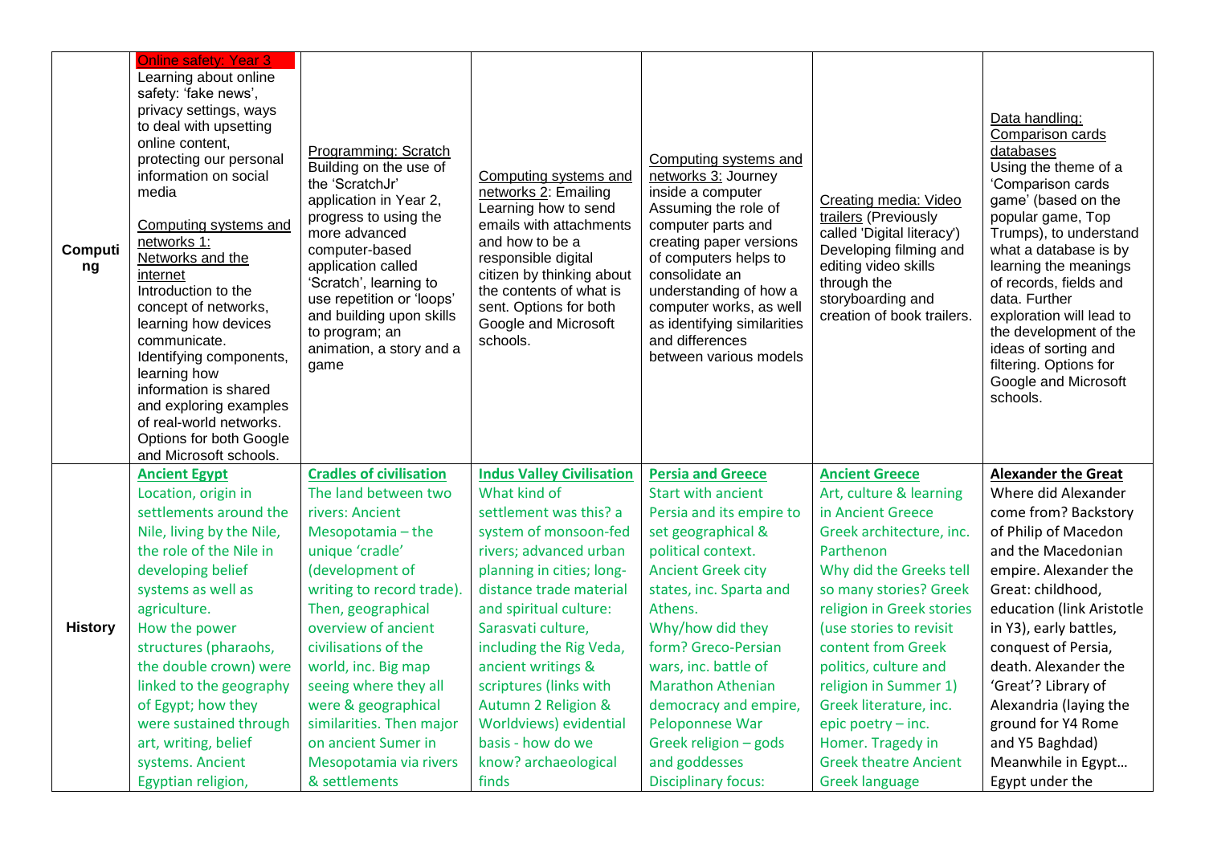| | | | | | | |
|---|---|---|---|---|---|---|
| **Computing** | Online safety: Year 3<br>Learning about online safety: 'fake news', privacy settings, ways to deal with upsetting online content, protecting our personal information on social media<br><br>Computing systems and networks 1: Networks and the internet<br>Introduction to the concept of networks, learning how devices communicate. Identifying components, learning how information is shared and exploring examples of real-world networks. Options for both Google and Microsoft schools. | Programming: Scratch<br>Building on the use of the 'ScratchJr' application in Year 2, progress to using the more advanced computer-based application called 'Scratch', learning to use repetition or 'loops' and building upon skills to program; an animation, a story and a game | Computing systems and networks 2: Emailing<br>Learning how to send emails with attachments and how to be a responsible digital citizen by thinking about the contents of what is sent. Options for both Google and Microsoft schools. | Computing systems and networks 3: Journey inside a computer<br>Assuming the role of computer parts and creating paper versions of computers helps to consolidate an understanding of how a computer works, as well as identifying similarities and differences between various models | Creating media: Video trailers (Previously called 'Digital literacy')<br>Developing filming and editing video skills through the storyboarding and creation of book trailers. | Data handling: Comparison cards databases<br>Using the theme of a 'Comparison cards game' (based on the popular game, Top Trumps), to understand what a database is by learning the meanings of records, fields and data. Further exploration will lead to the development of the ideas of sorting and filtering. Options for Google and Microsoft schools. |
| **History** | **Ancient Egypt**<br>Location, origin in settlements around the Nile, living by the Nile, the role of the Nile in developing belief systems as well as agriculture.<br>How the power structures (pharaohs, the double crown) were linked to the geography of Egypt; how they were sustained through art, writing, belief systems. Ancient Egyptian religion, | **Cradles of civilisation**<br>The land between two rivers: Ancient Mesopotamia – the unique 'cradle' (development of writing to record trade). Then, geographical overview of ancient civilisations of the world, inc. Big map seeing where they all were & geographical similarities. Then major on ancient Sumer in Mesopotamia via rivers & settlements | **Indus Valley Civilisation**<br>What kind of settlement was this? a system of monsoon-fed rivers; advanced urban planning in cities; long-distance trade material and spiritual culture: Sarasvati culture, including the Rig Veda, ancient writings & scriptures (links with Autumn 2 Religion & Worldviews) evidential basis - how do we know? archaeological finds | **Persia and Greece**<br>Start with ancient Persia and its empire to set geographical & political context.<br>Ancient Greek city states, inc. Sparta and Athens.<br>Why/how did they form? Greco-Persian wars, inc. battle of Marathon Athenian democracy and empire, Peloponnese War Greek religion – gods and goddesses Disciplinary focus: | **Ancient Greece**<br>Art, culture & learning in Ancient Greece<br>Greek architecture, inc. Parthenon<br>Why did the Greeks tell so many stories? Greek religion in Greek stories (use stories to revisit content from Greek politics, culture and religion in Summer 1) Greek literature, inc. epic poetry – inc. Homer. Tragedy in Greek theatre Ancient Greek language | **Alexander the Great**<br>Where did Alexander come from? Backstory of Philip of Macedon and the Macedonian empire. Alexander the Great: childhood, education (link Aristotle in Y3), early battles, conquest of Persia, death. Alexander the 'Great'? Library of Alexandria (laying the ground for Y4 Rome and Y5 Baghdad) Meanwhile in Egypt… Egypt under the |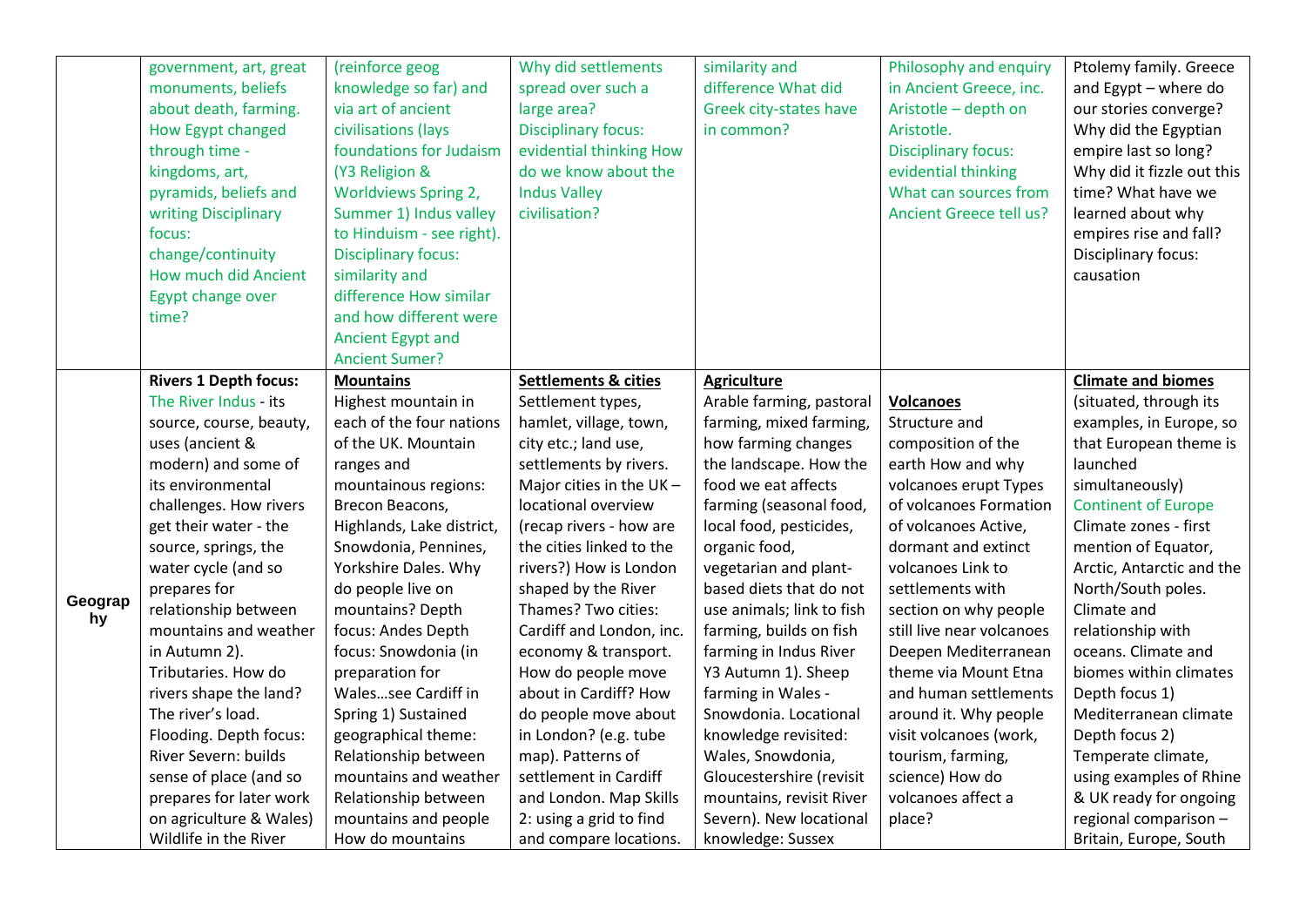| | | | | | | |
|---|---|---|---|---|---|---|
| | government, art, great monuments, beliefs about death, farming. How Egypt changed through time - kingdoms, art, pyramids, beliefs and writing Disciplinary focus: change/continuity How much did Ancient Egypt change over time? | (reinforce geog knowledge so far) and via art of ancient civilisations (lays foundations for Judaism (Y3 Religion & Worldviews Spring 2, Summer 1) Indus valley to Hinduism - see right). Disciplinary focus: similarity and difference How similar and how different were Ancient Egypt and Ancient Sumer? | Why did settlements spread over such a large area? Disciplinary focus: evidential thinking How do we know about the Indus Valley civilisation? | similarity and difference What did Greek city-states have in common? | Philosophy and enquiry in Ancient Greece, inc. Aristotle – depth on Aristotle. Disciplinary focus: evidential thinking What can sources from Ancient Greece tell us? | Ptolemy family. Greece and Egypt – where do our stories converge? Why did the Egyptian empire last so long? Why did it fizzle out this time? What have we learned about why empires rise and fall? Disciplinary focus: causation |
| **Geography** | **Rivers 1 Depth focus:** The River Indus - its source, course, beauty, uses (ancient & modern) and some of its environmental challenges. How rivers get their water - the source, springs, the water cycle (and so prepares for relationship between mountains and weather in Autumn 2). Tributaries. How do rivers shape the land? The river's load. Flooding. Depth focus: River Severn: builds sense of place (and so prepares for later work on agriculture & Wales) Wildlife in the River | **Mountains** Highest mountain in each of the four nations of the UK. Mountain ranges and mountainous regions: Brecon Beacons, Highlands, Lake district, Snowdonia, Pennines, Yorkshire Dales. Why do people live on mountains? Depth focus: Andes Depth focus: Snowdonia (in preparation for Wales…see Cardiff in Spring 1) Sustained geographical theme: Relationship between mountains and weather Relationship between mountains and people How do mountains | **Settlements & cities** Settlement types, hamlet, village, town, city etc.; land use, settlements by rivers. Major cities in the UK – locational overview (recap rivers - how are the cities linked to the rivers?) How is London shaped by the River Thames? Two cities: Cardiff and London, inc. economy & transport. How do people move about in Cardiff? How do people move about in London? (e.g. tube map). Patterns of settlement in Cardiff and London. Map Skills 2: using a grid to find and compare locations. | **Agriculture** Arable farming, pastoral farming, mixed farming, how farming changes the landscape. How the food we eat affects farming (seasonal food, local food, pesticides, organic food, vegetarian and plant-based diets that do not use animals; link to fish farming, builds on fish farming in Indus River Y3 Autumn 1). Sheep farming in Wales - Snowdonia. Locational knowledge revisited: Wales, Snowdonia, Gloucestershire (revisit mountains, revisit River Severn). New locational knowledge: Sussex | **Volcanoes** Structure and composition of the earth How and why volcanoes erupt Types of volcanoes Formation of volcanoes Active, dormant and extinct volcanoes Link to settlements with section on why people still live near volcanoes Deepen Mediterranean theme via Mount Etna and human settlements around it. Why people visit volcanoes (work, tourism, farming, science) How do volcanoes affect a place? | **Climate and biomes** (situated, through its examples, in Europe, so that European theme is launched simultaneously) Continent of Europe Climate zones - first mention of Equator, Arctic, Antarctic and the North/South poles. Climate and relationship with oceans. Climate and biomes within climates Depth focus 1) Mediterranean climate Depth focus 2) Temperate climate, using examples of Rhine & UK ready for ongoing regional comparison – Britain, Europe, South |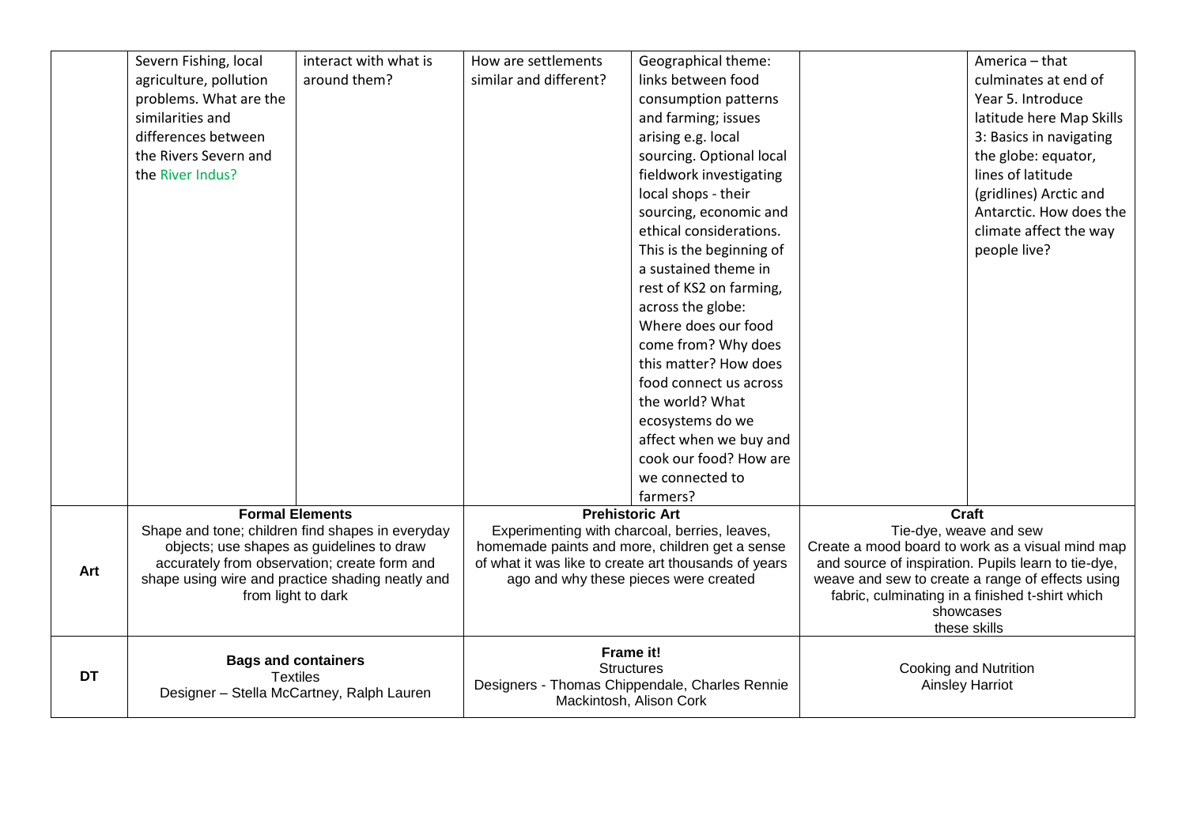|  |  |  |  |  |  |  |
|---|---|---|---|---|---|---|
|  | Severn Fishing, local agriculture, pollution problems. What are the similarities and differences between the Rivers Severn and the River Indus? | interact with what is around them? | How are settlements similar and different? | Geographical theme: links between food consumption patterns and farming; issues arising e.g. local sourcing. Optional local fieldwork investigating local shops - their sourcing, economic and ethical considerations. This is the beginning of a sustained theme in rest of KS2 on farming, across the globe: Where does our food come from? Why does this matter? How does food connect us across the world? What ecosystems do we affect when we buy and cook our food? How are we connected to farmers? |  | America – that culminates at end of Year 5. Introduce latitude here Map Skills 3: Basics in navigating the globe: equator, lines of latitude (gridlines) Arctic and Antarctic. How does the climate affect the way people live? |
| **Art** | **Formal Elements** Shape and tone; children find shapes in everyday objects; use shapes as guidelines to draw accurately from observation; create form and shape using wire and practice shading neatly and from light to dark |  | **Prehistoric Art** Experimenting with charcoal, berries, leaves, homemade paints and more, children get a sense of what it was like to create art thousands of years ago and why these pieces were created |  | **Craft** Tie-dye, weave and sew Create a mood board to work as a visual mind map and source of inspiration. Pupils learn to tie-dye, weave and sew to create a range of effects using fabric, culminating in a finished t-shirt which showcases these skills |  |
| **DT** | **Bags and containers** Textiles Designer – Stella McCartney, Ralph Lauren |  | **Frame it!** Structures Designers - Thomas Chippendale, Charles Rennie Mackintosh, Alison Cork |  | Cooking and Nutrition Ainsley Harriot |  |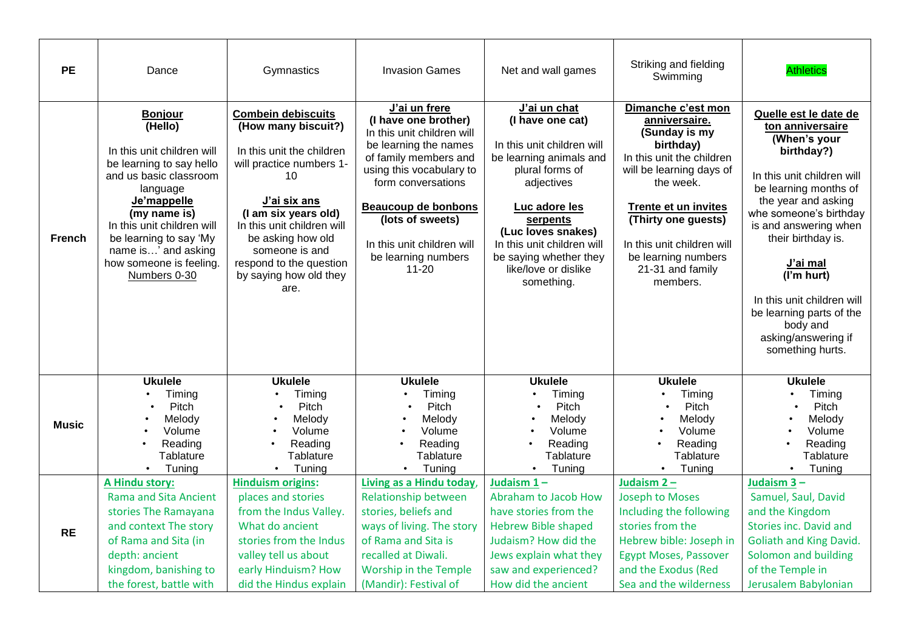| PE | Dance | Gymnastics | Invasion Games | Net and wall games | Striking and fielding Swimming | Athletics |
|---|---|---|---|---|---|---|
| French | **Bonjour (Hello)**<br><br>In this unit children will be learning to say hello and us basic classroom language<br>**Je'mappelle (my name is)**<br>In this unit children will be learning to say 'My name is…' and asking how someone is feeling. Numbers 0-30 | **Combein debiscuits (How many biscuit?)**<br><br>In this unit the children will practice numbers 1-10<br><br>**J'ai six ans (I am six years old)**<br>In this unit children will be asking how old someone is and respond to the question by saying how old they are. | **J'ai un frere (I have one brother)**<br>In this unit children will be learning the names of family members and using this vocabulary to form conversations<br><br>**Beaucoup de bonbons (lots of sweets)**<br><br>In this unit children will be learning numbers 11-20 | **J'ai un chat (I have one cat)**<br><br>In this unit children will be learning animals and plural forms of adjectives<br><br>**Luc adore les serpents (Luc loves snakes)**<br>In this unit children will be saying whether they like/love or dislike something. | **Dimanche c'est mon anniversaire. (Sunday is my birthday)**<br>In this unit the children will be learning days of the week.<br><br>**Trente et un invites (Thirty one guests)**<br><br>In this unit children will be learning numbers 21-31 and family members. | **Quelle est le date de ton anniversaire (When's your birthday?)**<br><br>In this unit children will be learning months of the year and asking whe someone's birthday is and answering when their birthday is.<br><br>**J'ai mal (I'm hurt)**<br><br>In this unit children will be learning parts of the body and asking/answering if something hurts. |
| Music | **Ukulele**<br>• Timing<br>• Pitch<br>• Melody<br>• Volume<br>• Reading Tablature<br>• Tuning | **Ukulele**<br>• Timing<br>• Pitch<br>• Melody<br>• Volume<br>• Reading Tablature<br>• Tuning | **Ukulele**<br>• Timing<br>• Pitch<br>• Melody<br>• Volume<br>• Reading Tablature<br>• Tuning | **Ukulele**<br>• Timing<br>• Pitch<br>• Melody<br>• Volume<br>• Reading Tablature<br>• Tuning | **Ukulele**<br>• Timing<br>• Pitch<br>• Melody<br>• Volume<br>• Reading Tablature<br>• Tuning | **Ukulele**<br>• Timing<br>• Pitch<br>• Melody<br>• Volume<br>• Reading Tablature<br>• Tuning |
| RE | **A Hindu story:**<br>Rama and Sita Ancient stories The Ramayana and context The story of Rama and Sita (in depth: ancient kingdom, banishing to the forest, battle with | **Hinduism origins:**<br>places and stories from the Indus Valley. What do ancient stories from the Indus valley tell us about early Hinduism? How did the Hindus explain | **Living as a Hindu today**, Relationship between stories, beliefs and ways of living. The story of Rama and Sita is recalled at Diwali. Worship in the Temple (Mandir): Festival of | **Judaism 1 –** Abraham to Jacob How have stories from the Hebrew Bible shaped Judaism? How did the Jews explain what they saw and experienced? How did the ancient | **Judaism 2 –** Joseph to Moses Including the following stories from the Hebrew bible: Joseph in Egypt Moses, Passover and the Exodus (Red Sea and the wilderness | **Judaism 3 –** Samuel, Saul, David and the Kingdom Stories inc. David and Goliath and King David. Solomon and building of the Temple in Jerusalem Babylonian |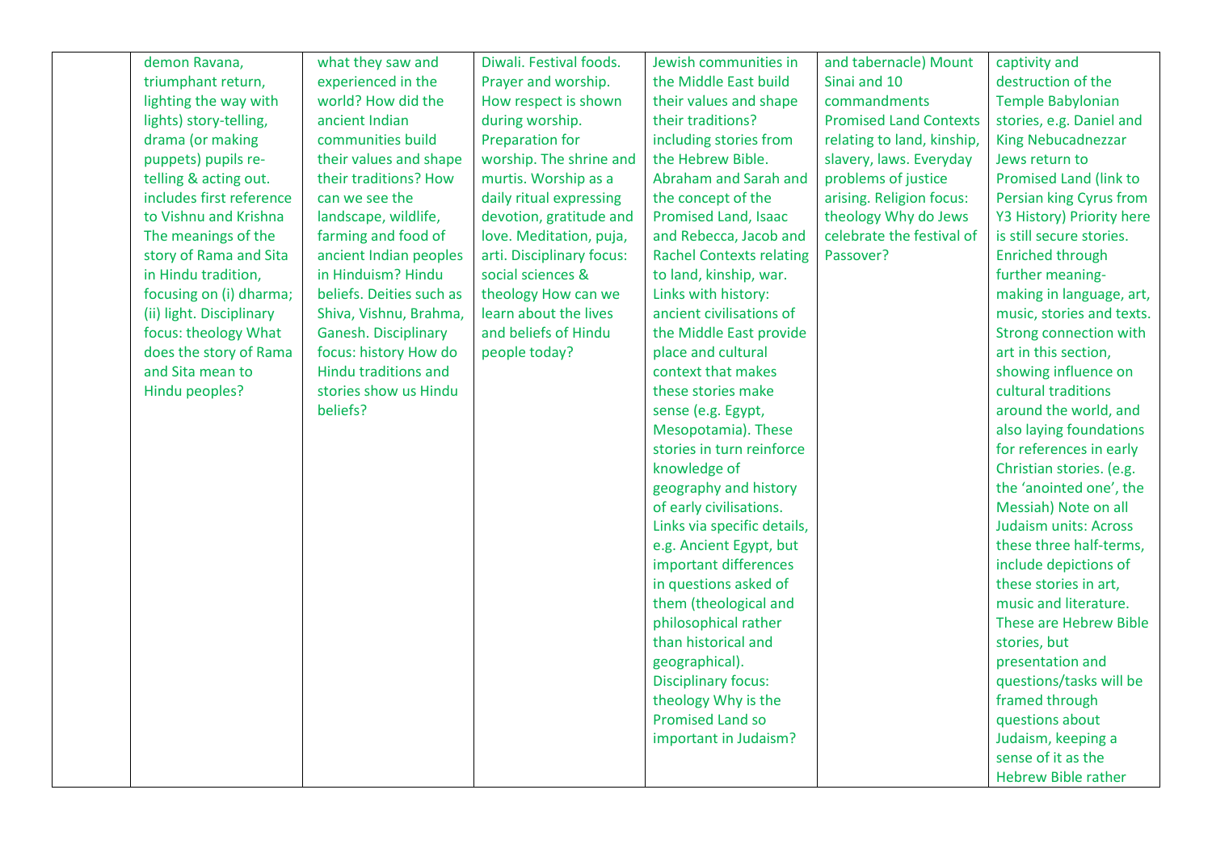|  |  |  |  |  |  |  |
|---|---|---|---|---|---|---|
|  | demon Ravana, triumphant return, lighting the way with lights) story-telling, drama (or making puppets) pupils re-telling & acting out. includes first reference to Vishnu and Krishna The meanings of the story of Rama and Sita in Hindu tradition, focusing on (i) dharma; (ii) light. Disciplinary focus: theology What does the story of Rama and Sita mean to Hindu peoples? | what they saw and experienced in the world? How did the ancient Indian communities build their values and shape their traditions? How can we see the landscape, wildlife, farming and food of ancient Indian peoples in Hinduism? Hindu beliefs. Deities such as Shiva, Vishnu, Brahma, Ganesh. Disciplinary focus: history How do Hindu traditions and stories show us Hindu beliefs? | Diwali. Festival foods. Prayer and worship. How respect is shown during worship. Preparation for worship. The shrine and murtis. Worship as a daily ritual expressing devotion, gratitude and love. Meditation, puja, arti. Disciplinary focus: social sciences & theology How can we learn about the lives and beliefs of Hindu people today? | Jewish communities in the Middle East build their values and shape their traditions? including stories from the Hebrew Bible. Abraham and Sarah and the concept of the Promised Land, Isaac and Rebecca, Jacob and Rachel Contexts relating to land, kinship, war. Links with history: ancient civilisations of the Middle East provide place and cultural context that makes these stories make sense (e.g. Egypt, Mesopotamia). These stories in turn reinforce knowledge of geography and history of early civilisations. Links via specific details, e.g. Ancient Egypt, but important differences in questions asked of them (theological and philosophical rather than historical and geographical). Disciplinary focus: theology Why is the Promised Land so important in Judaism? | and tabernacle) Mount Sinai and 10 commandments Promised Land Contexts relating to land, kinship, slavery, laws. Everyday problems of justice arising. Religion focus: theology Why do Jews celebrate the festival of Passover? | captivity and destruction of the Temple Babylonian stories, e.g. Daniel and King Nebucadnezzar Jews return to Promised Land (link to Persian king Cyrus from Y3 History) Priority here is still secure stories. Enriched through further meaning-making in language, art, music, stories and texts. Strong connection with art in this section, showing influence on cultural traditions around the world, and also laying foundations for references in early Christian stories. (e.g. the 'anointed one', the Messiah) Note on all Judaism units: Across these three half-terms, include depictions of these stories in art, music and literature. These are Hebrew Bible stories, but presentation and questions/tasks will be framed through questions about Judaism, keeping a sense of it as the Hebrew Bible rather |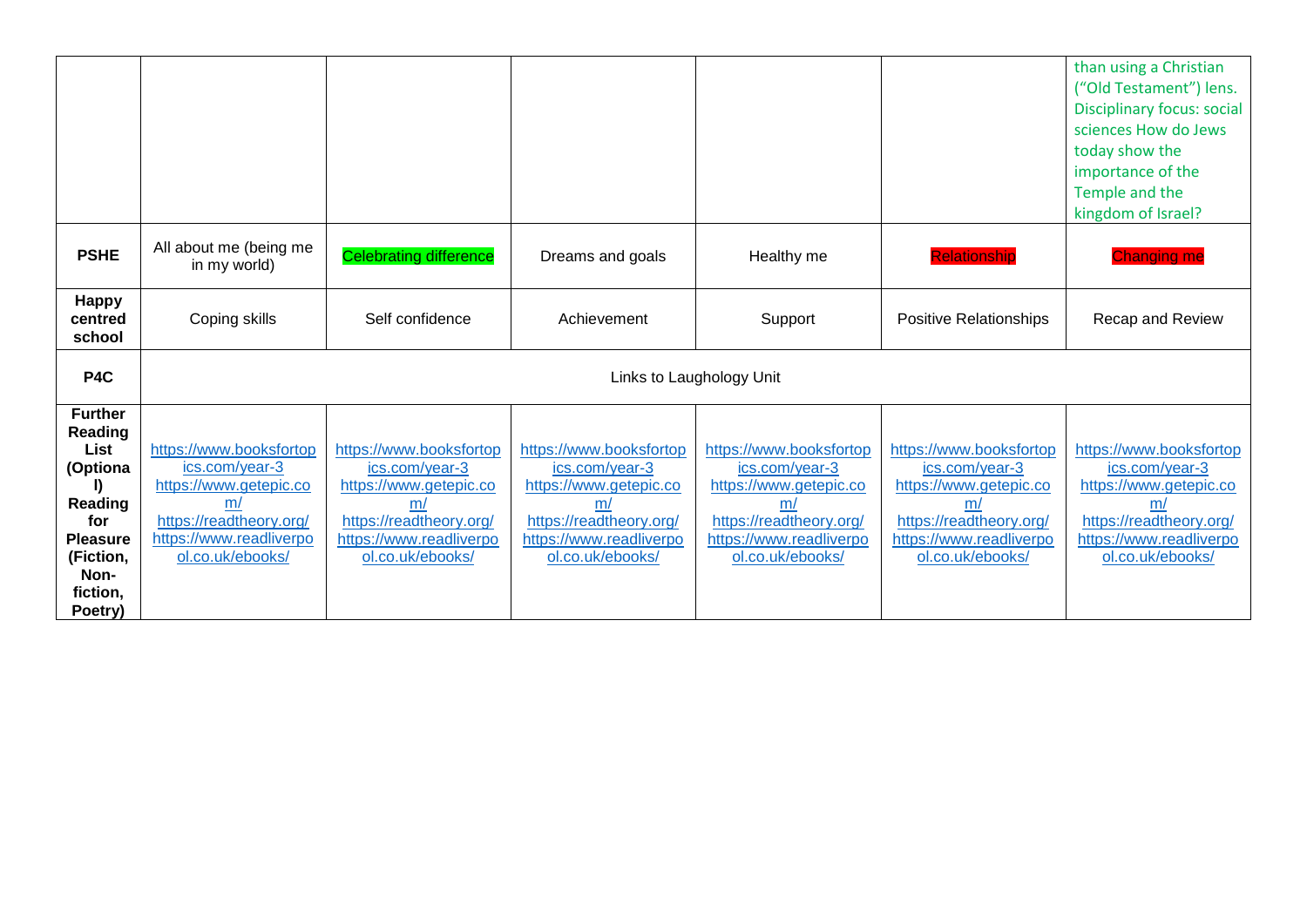| | | | | | | |
|---|---|---|---|---|---|---|
| | | | | | | than using a Christian ("Old Testament") lens. Disciplinary focus: social sciences How do Jews today show the importance of the Temple and the kingdom of Israel? |
| **PSHE** | All about me (being me in my world) | Celebrating difference | Dreams and goals | Healthy me | Relationship | Changing me |
| **Happy centred school** | Coping skills | Self confidence | Achievement | Support | Positive Relationships | Recap and Review |
| **P4C** | Links to Laughology Unit | | | | | |
| **Further Reading List (Optional) Reading for Pleasure (Fiction, Non-fiction, Poetry)** | https://www.booksfortopics.com/year-3 https://www.getepic.com/ https://readtheory.org/ https://www.readliverpool.co.uk/ebooks/ | https://www.booksfortopics.com/year-3 https://www.getepic.com/ https://readtheory.org/ https://www.readliverpool.co.uk/ebooks/ | https://www.booksfortopics.com/year-3 https://www.getepic.com/ https://readtheory.org/ https://www.readliverpool.co.uk/ebooks/ | https://www.booksfortopics.com/year-3 https://www.getepic.com/ https://readtheory.org/ https://www.readliverpool.co.uk/ebooks/ | https://www.booksfortopics.com/year-3 https://www.getepic.com/ https://readtheory.org/ https://www.readliverpool.co.uk/ebooks/ | https://www.booksfortopics.com/year-3 https://www.getepic.com/ https://readtheory.org/ https://www.readliverpool.co.uk/ebooks/ |